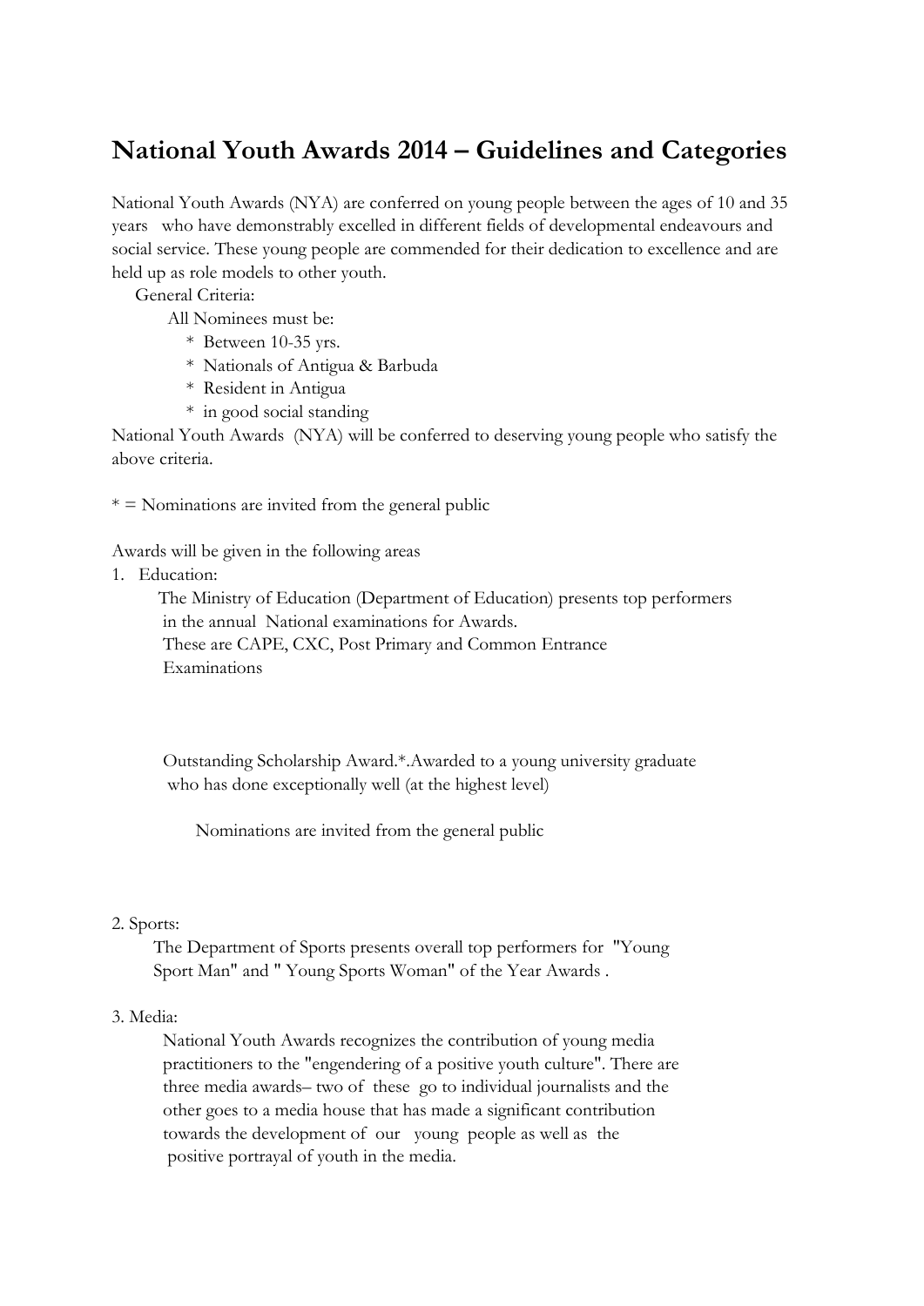# National Youth Awards 2014 – Guidelines and Categories

National Youth Awards (NYA) are conferred on young people between the ages of 10 and 35 years who have demonstrably excelled in different fields of developmental endeavours and social service. These young people are commended for their dedication to excellence and are held up as role models to other youth.

General Criteria:

All Nominees must be:

* Between 10-35 yrs.
* Nationals of Antigua & Barbuda
* Resident in Antigua
* in good social standing

National Youth Awards (NYA) will be conferred to deserving young people who satisfy the above criteria.

* = Nominations are invited from the general public

Awards will be given in the following areas

1. Education:

   The Ministry of Education (Department of Education) presents top performers in the annual National examinations for Awards.
   These are CAPE, CXC, Post Primary and Common Entrance Examinations

   Outstanding Scholarship Award.*.Awarded to a young university graduate who has done exceptionally well (at the highest level)

   Nominations are invited from the general public

2. Sports:

   The Department of Sports presents overall top performers for "Young Sport Man" and " Young Sports Woman" of the Year Awards .

3. Media:

   National Youth Awards recognizes the contribution of young media practitioners to the "engendering of a positive youth culture". There are three media awards– two of these go to individual journalists and the other goes to a media house that has made a significant contribution towards the development of our young people as well as the positive portrayal of youth in the media.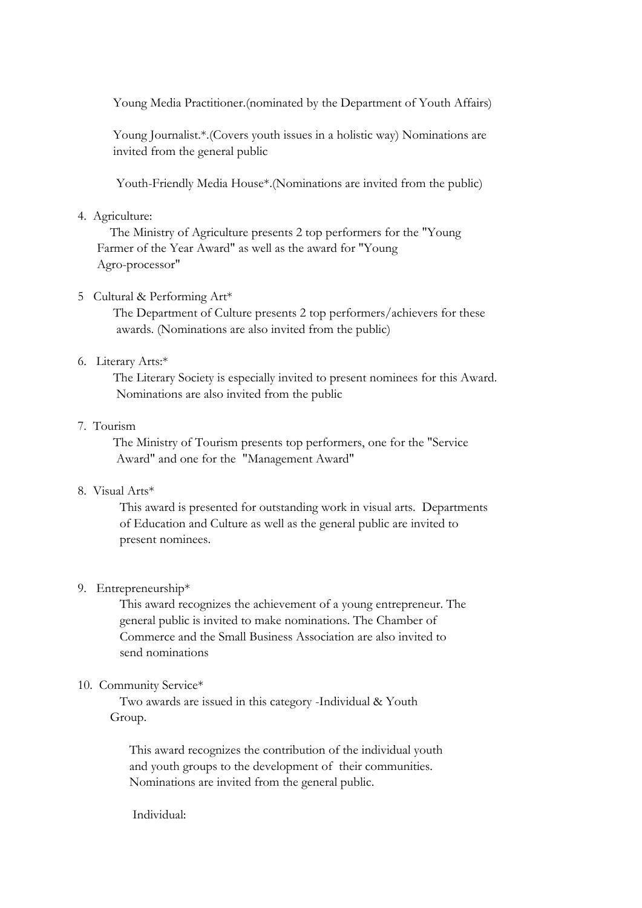Young Media Practitioner.(nominated by the Department of Youth Affairs)

Young Journalist.*.(Covers youth issues in a holistic way) Nominations are invited from the general public

Youth-Friendly Media House*.(Nominations are invited from the public)

4. Agriculture:

   The Ministry of Agriculture presents 2 top performers for the "Young Farmer of the Year Award" as well as the award for "Young Agro-processor"

5. Cultural & Performing Art*

   The Department of Culture presents 2 top performers/achievers for these awards. (Nominations are also invited from the public)

6. Literary Arts:*

   The Literary Society is especially invited to present nominees for this Award. Nominations are also invited from the public

7. Tourism

   The Ministry of Tourism presents top performers, one for the "Service Award" and one for the "Management Award"

8. Visual Arts*

   This award is presented for outstanding work in visual arts. Departments of Education and Culture as well as the general public are invited to present nominees.

9. Entrepreneurship*

   This award recognizes the achievement of a young entrepreneur. The general public is invited to make nominations. The Chamber of Commerce and the Small Business Association are also invited to send nominations

10. Community Service*

    Two awards are issued in this category -Individual & Youth Group.

    This award recognizes the contribution of the individual youth and youth groups to the development of their communities. Nominations are invited from the general public.

    Individual: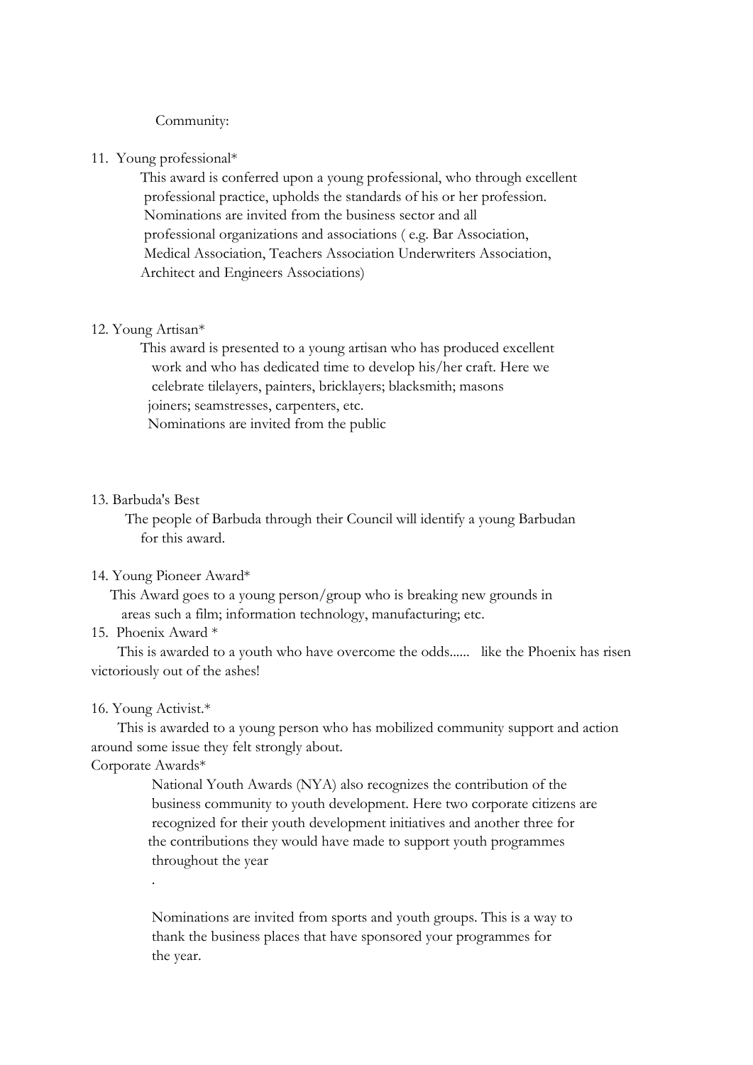Community:

11. Young professional*

This award is conferred upon a young professional, who through excellent professional practice, upholds the standards of his or her profession. Nominations are invited from the business sector and all professional organizations and associations ( e.g. Bar Association, Medical Association, Teachers Association Underwriters Association, Architect and Engineers Associations)

12. Young Artisan*

This award is presented to a young artisan who has produced excellent work and who has dedicated time to develop his/her craft. Here we celebrate tilelayers, painters, bricklayers; blacksmith; masons joiners; seamstresses, carpenters, etc.
Nominations are invited from the public

13. Barbuda's Best

The people of Barbuda through their Council will identify a young Barbudan for this award.

14. Young Pioneer Award*

This Award goes to a young person/group who is breaking new grounds in areas such a film; information technology, manufacturing; etc.

15. Phoenix Award *

This is awarded to a youth who have overcome the odds...... like the Phoenix has risen victoriously out of the ashes!

16. Young Activist.*

This is awarded to a young person who has mobilized community support and action around some issue they felt strongly about.

Corporate Awards*

National Youth Awards (NYA) also recognizes the contribution of the business community to youth development. Here two corporate citizens are recognized for their youth development initiatives and another three for the contributions they would have made to support youth programmes throughout the year

.

Nominations are invited from sports and youth groups. This is a way to thank the business places that have sponsored your programmes for the year.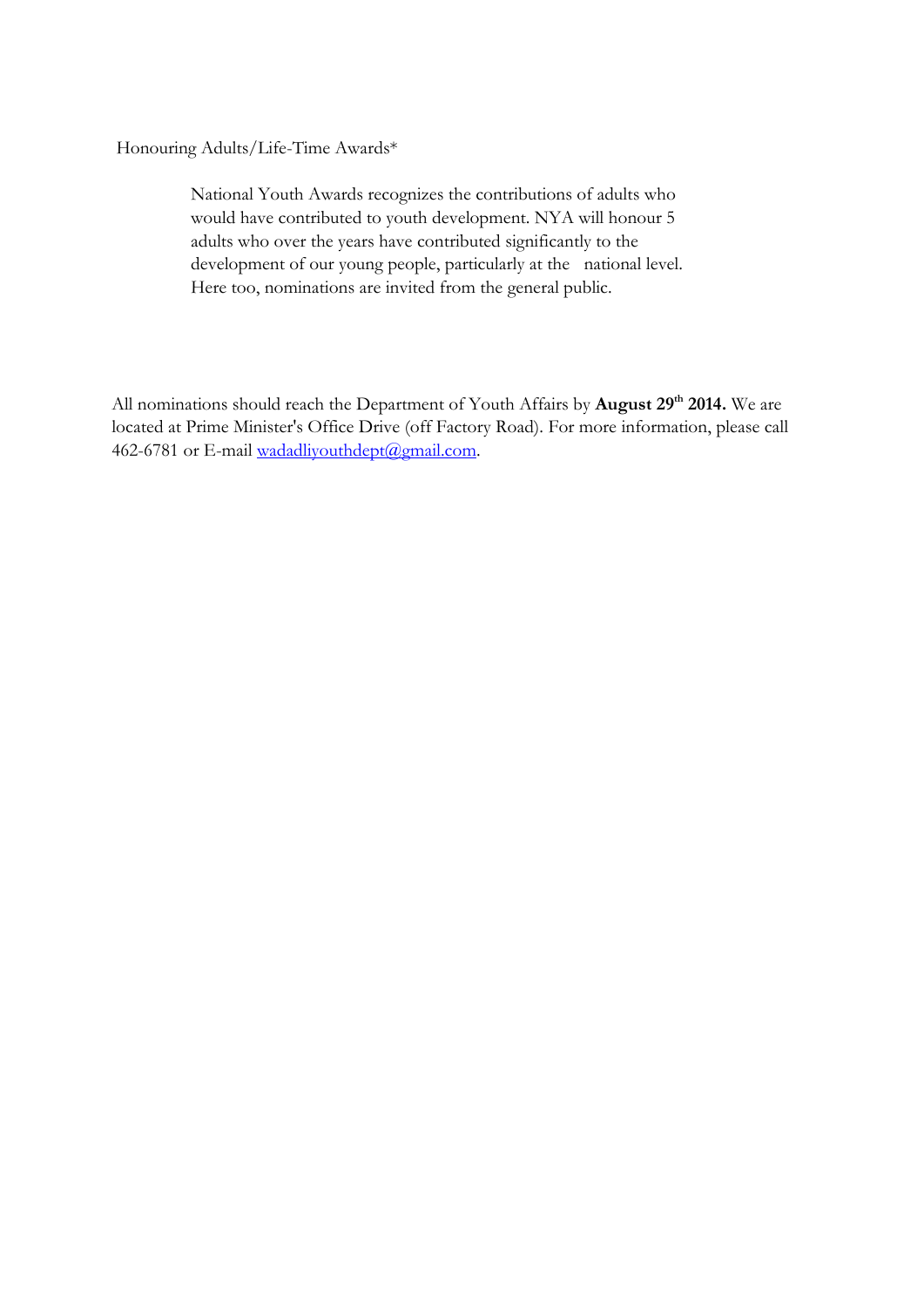Honouring Adults/Life-Time Awards*

National Youth Awards recognizes the contributions of adults who would have contributed to youth development. NYA will honour 5 adults who over the years have contributed significantly to the development of our young people, particularly at the national level. Here too, nominations are invited from the general public.

All nominations should reach the Department of Youth Affairs by **August 29th 2014.** We are located at Prime Minister's Office Drive (off Factory Road). For more information, please call 462-6781 or E-mail wadadliyouthdept@gmail.com.